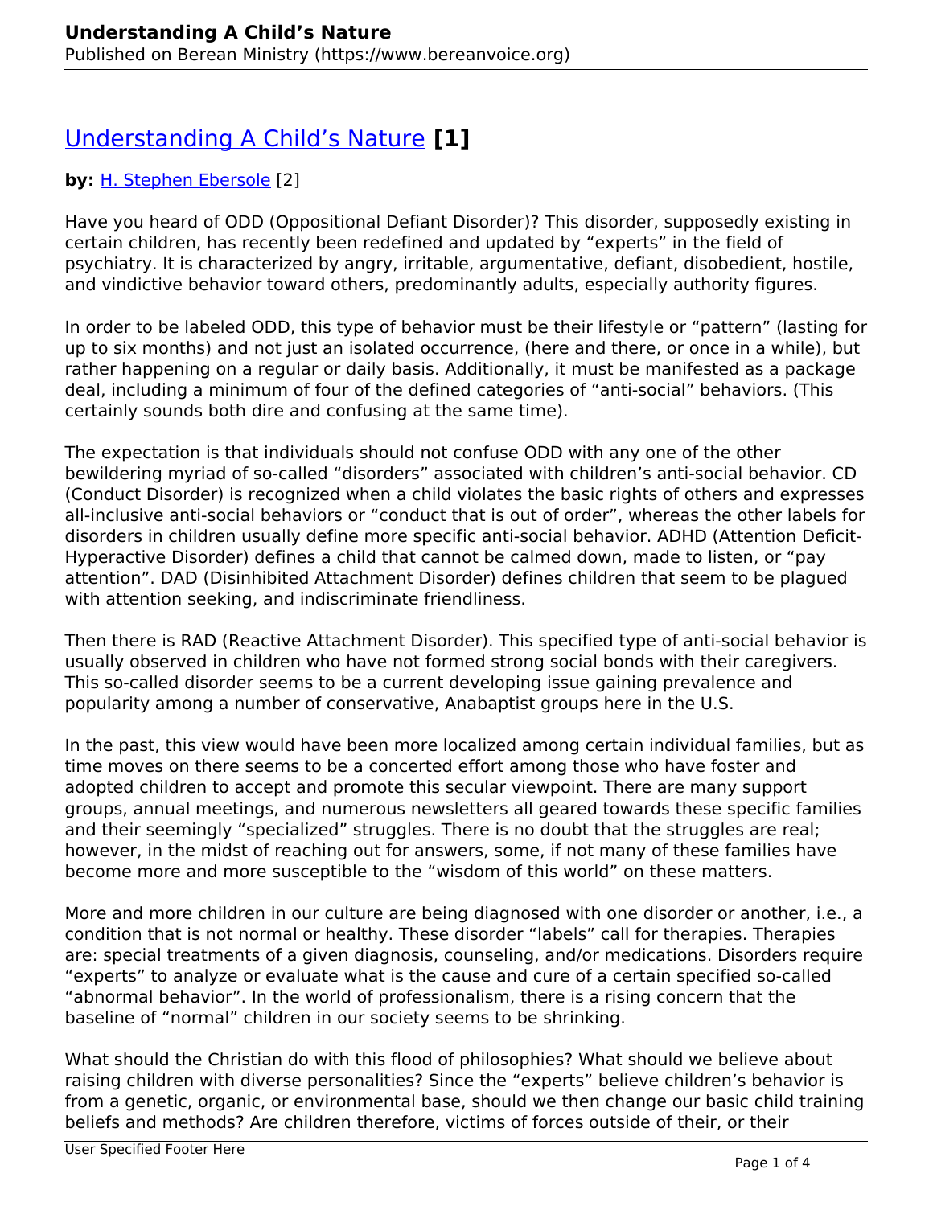# Understanding A Child's Nature [1]

**by:** H. Stephen Ebersole [2]

Have you heard of ODD (Oppositional Defiant Disorder)? This disorder, supposedly existing in certain children, has recently been redefined and updated by "experts" in the field of psychiatry. It is characterized by angry, irritable, argumentative, defiant, disobedient, hostile, and vindictive behavior toward others, predominantly adults, especially authority figures.

In order to be labeled ODD, this type of behavior must be their lifestyle or "pattern" (lasting for up to six months) and not just an isolated occurrence, (here and there, or once in a while), but rather happening on a regular or daily basis. Additionally, it must be manifested as a package deal, including a minimum of four of the defined categories of "anti-social" behaviors. (This certainly sounds both dire and confusing at the same time).

The expectation is that individuals should not confuse ODD with any one of the other bewildering myriad of so-called "disorders" associated with children's anti-social behavior. CD (Conduct Disorder) is recognized when a child violates the basic rights of others and expresses all-inclusive anti-social behaviors or "conduct that is out of order", whereas the other labels for disorders in children usually define more specific anti-social behavior. ADHD (Attention Deficit-Hyperactive Disorder) defines a child that cannot be calmed down, made to listen, or "pay attention". DAD (Disinhibited Attachment Disorder) defines children that seem to be plagued with attention seeking, and indiscriminate friendliness.

Then there is RAD (Reactive Attachment Disorder). This specified type of anti-social behavior is usually observed in children who have not formed strong social bonds with their caregivers. This so-called disorder seems to be a current developing issue gaining prevalence and popularity among a number of conservative, Anabaptist groups here in the U.S.

In the past, this view would have been more localized among certain individual families, but as time moves on there seems to be a concerted effort among those who have foster and adopted children to accept and promote this secular viewpoint. There are many support groups, annual meetings, and numerous newsletters all geared towards these specific families and their seemingly "specialized" struggles. There is no doubt that the struggles are real; however, in the midst of reaching out for answers, some, if not many of these families have become more and more susceptible to the "wisdom of this world" on these matters.

More and more children in our culture are being diagnosed with one disorder or another, i.e., a condition that is not normal or healthy. These disorder "labels" call for therapies. Therapies are: special treatments of a given diagnosis, counseling, and/or medications. Disorders require "experts" to analyze or evaluate what is the cause and cure of a certain specified so-called "abnormal behavior". In the world of professionalism, there is a rising concern that the baseline of "normal" children in our society seems to be shrinking.

What should the Christian do with this flood of philosophies? What should we believe about raising children with diverse personalities? Since the "experts" believe children's behavior is from a genetic, organic, or environmental base, should we then change our basic child training beliefs and methods? Are children therefore, victims of forces outside of their, or their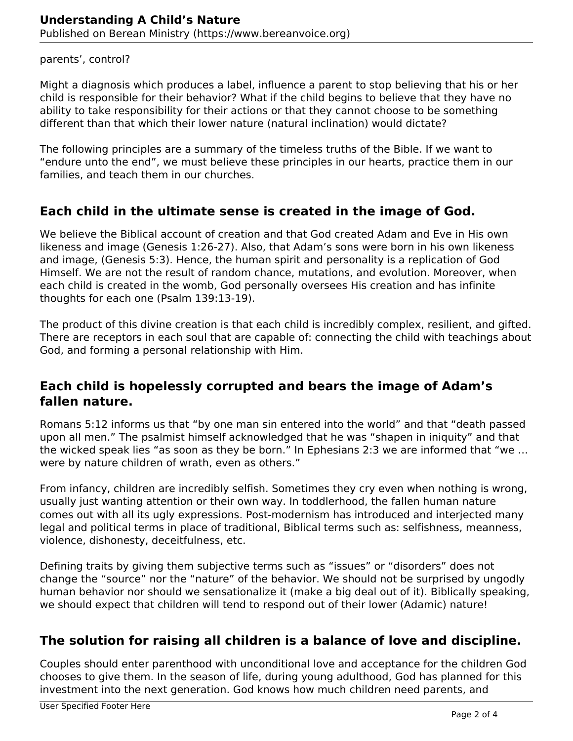parents', control?

Might a diagnosis which produces a label, influence a parent to stop believing that his or her child is responsible for their behavior? What if the child begins to believe that they have no ability to take responsibility for their actions or that they cannot choose to be something different than that which their lower nature (natural inclination) would dictate?

The following principles are a summary of the timeless truths of the Bible. If we want to "endure unto the end", we must believe these principles in our hearts, practice them in our families, and teach them in our churches.

## Each child in the ultimate sense is created in the image of God.

We believe the Biblical account of creation and that God created Adam and Eve in His own likeness and image (Genesis 1:26-27). Also, that Adam's sons were born in his own likeness and image, (Genesis 5:3). Hence, the human spirit and personality is a replication of God Himself. We are not the result of random chance, mutations, and evolution. Moreover, when each child is created in the womb, God personally oversees His creation and has infinite thoughts for each one (Psalm 139:13-19).

The product of this divine creation is that each child is incredibly complex, resilient, and gifted. There are receptors in each soul that are capable of: connecting the child with teachings about God, and forming a personal relationship with Him.

## Each child is hopelessly corrupted and bears the image of Adam's fallen nature.

Romans 5:12 informs us that "by one man sin entered into the world" and that "death passed upon all men." The psalmist himself acknowledged that he was "shapen in iniquity" and that the wicked speak lies "as soon as they be born." In Ephesians 2:3 we are informed that "we ... were by nature children of wrath, even as others."

From infancy, children are incredibly selfish. Sometimes they cry even when nothing is wrong, usually just wanting attention or their own way. In toddlerhood, the fallen human nature comes out with all its ugly expressions. Post-modernism has introduced and interjected many legal and political terms in place of traditional, Biblical terms such as: selfishness, meanness, violence, dishonesty, deceitfulness, etc.

Defining traits by giving them subjective terms such as "issues" or "disorders" does not change the "source" nor the "nature" of the behavior. We should not be surprised by ungodly human behavior nor should we sensationalize it (make a big deal out of it). Biblically speaking, we should expect that children will tend to respond out of their lower (Adamic) nature!

## The solution for raising all children is a balance of love and discipline.

Couples should enter parenthood with unconditional love and acceptance for the children God chooses to give them. In the season of life, during young adulthood, God has planned for this investment into the next generation. God knows how much children need parents, and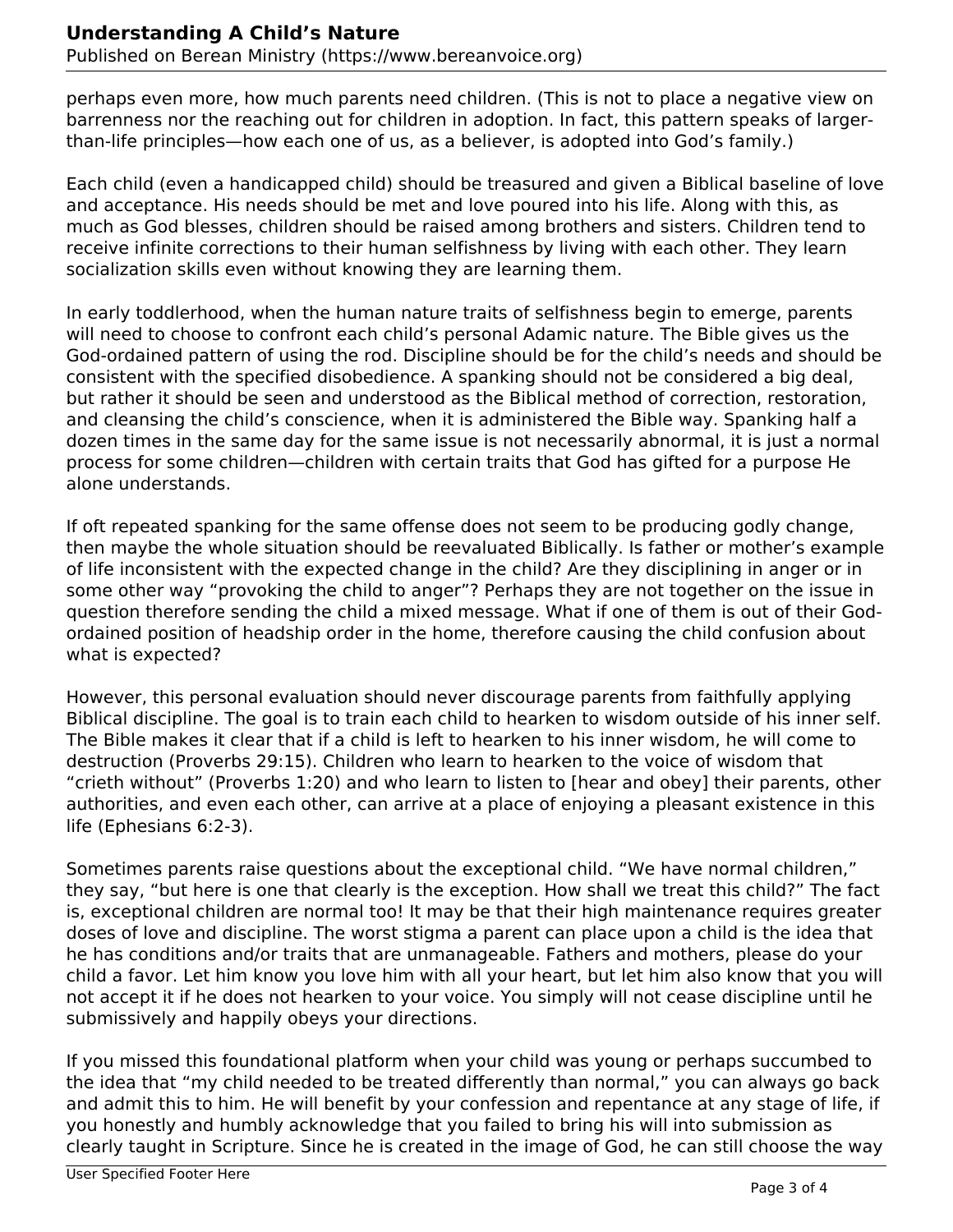perhaps even more, how much parents need children. (This is not to place a negative view on barrenness nor the reaching out for children in adoption. In fact, this pattern speaks of larger-than-life principles—how each one of us, as a believer, is adopted into God's family.)

Each child (even a handicapped child) should be treasured and given a Biblical baseline of love and acceptance. His needs should be met and love poured into his life. Along with this, as much as God blesses, children should be raised among brothers and sisters. Children tend to receive infinite corrections to their human selfishness by living with each other. They learn socialization skills even without knowing they are learning them.

In early toddlerhood, when the human nature traits of selfishness begin to emerge, parents will need to choose to confront each child's personal Adamic nature. The Bible gives us the God-ordained pattern of using the rod. Discipline should be for the child's needs and should be consistent with the specified disobedience. A spanking should not be considered a big deal, but rather it should be seen and understood as the Biblical method of correction, restoration, and cleansing the child's conscience, when it is administered the Bible way. Spanking half a dozen times in the same day for the same issue is not necessarily abnormal, it is just a normal process for some children—children with certain traits that God has gifted for a purpose He alone understands.

If oft repeated spanking for the same offense does not seem to be producing godly change, then maybe the whole situation should be reevaluated Biblically. Is father or mother's example of life inconsistent with the expected change in the child? Are they disciplining in anger or in some other way "provoking the child to anger"? Perhaps they are not together on the issue in question therefore sending the child a mixed message. What if one of them is out of their God-ordained position of headship order in the home, therefore causing the child confusion about what is expected?

However, this personal evaluation should never discourage parents from faithfully applying Biblical discipline. The goal is to train each child to hearken to wisdom outside of his inner self. The Bible makes it clear that if a child is left to hearken to his inner wisdom, he will come to destruction (Proverbs 29:15). Children who learn to hearken to the voice of wisdom that "crieth without" (Proverbs 1:20) and who learn to listen to [hear and obey] their parents, other authorities, and even each other, can arrive at a place of enjoying a pleasant existence in this life (Ephesians 6:2-3).

Sometimes parents raise questions about the exceptional child. "We have normal children," they say, "but here is one that clearly is the exception. How shall we treat this child?" The fact is, exceptional children are normal too! It may be that their high maintenance requires greater doses of love and discipline. The worst stigma a parent can place upon a child is the idea that he has conditions and/or traits that are unmanageable. Fathers and mothers, please do your child a favor. Let him know you love him with all your heart, but let him also know that you will not accept it if he does not hearken to your voice. You simply will not cease discipline until he submissively and happily obeys your directions.

If you missed this foundational platform when your child was young or perhaps succumbed to the idea that "my child needed to be treated differently than normal," you can always go back and admit this to him. He will benefit by your confession and repentance at any stage of life, if you honestly and humbly acknowledge that you failed to bring his will into submission as clearly taught in Scripture. Since he is created in the image of God, he can still choose the way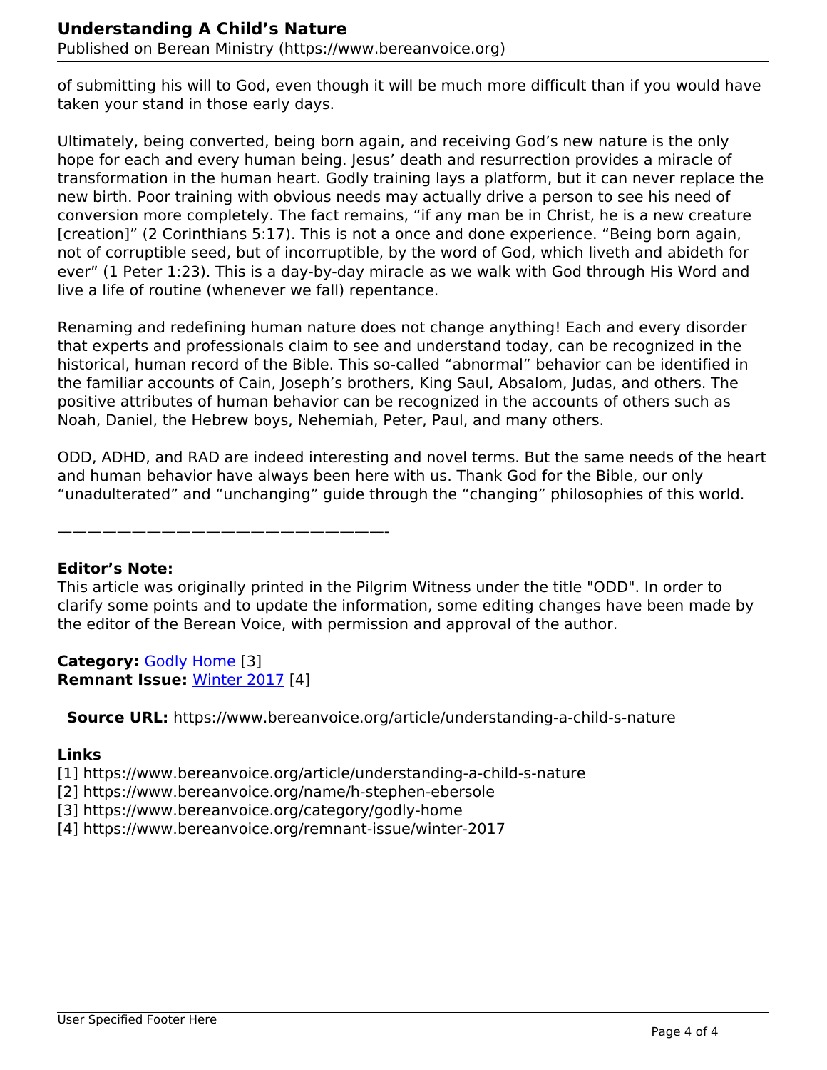of submitting his will to God, even though it will be much more difficult than if you would have taken your stand in those early days.

Ultimately, being converted, being born again, and receiving God's new nature is the only hope for each and every human being. Jesus' death and resurrection provides a miracle of transformation in the human heart. Godly training lays a platform, but it can never replace the new birth. Poor training with obvious needs may actually drive a person to see his need of conversion more completely. The fact remains, "if any man be in Christ, he is a new creature [creation]" (2 Corinthians 5:17). This is not a once and done experience. "Being born again, not of corruptible seed, but of incorruptible, by the word of God, which liveth and abideth for ever" (1 Peter 1:23). This is a day-by-day miracle as we walk with God through His Word and live a life of routine (whenever we fall) repentance.

Renaming and redefining human nature does not change anything! Each and every disorder that experts and professionals claim to see and understand today, can be recognized in the historical, human record of the Bible. This so-called "abnormal" behavior can be identified in the familiar accounts of Cain, Joseph's brothers, King Saul, Absalom, Judas, and others. The positive attributes of human behavior can be recognized in the accounts of others such as Noah, Daniel, the Hebrew boys, Nehemiah, Peter, Paul, and many others.

ODD, ADHD, and RAD are indeed interesting and novel terms. But the same needs of the heart and human behavior have always been here with us. Thank God for the Bible, our only "unadulterated" and "unchanging" guide through the "changing" philosophies of this world.

———————————————————————-

**Editor's Note:**
This article was originally printed in the Pilgrim Witness under the title "ODD". In order to clarify some points and to update the information, some editing changes have been made by the editor of the Berean Voice, with permission and approval of the author.

**Category:** Godly Home [3]
**Remnant Issue:** Winter 2017 [4]

**Source URL:** https://www.bereanvoice.org/article/understanding-a-child-s-nature

**Links**
[1] https://www.bereanvoice.org/article/understanding-a-child-s-nature
[2] https://www.bereanvoice.org/name/h-stephen-ebersole
[3] https://www.bereanvoice.org/category/godly-home
[4] https://www.bereanvoice.org/remnant-issue/winter-2017